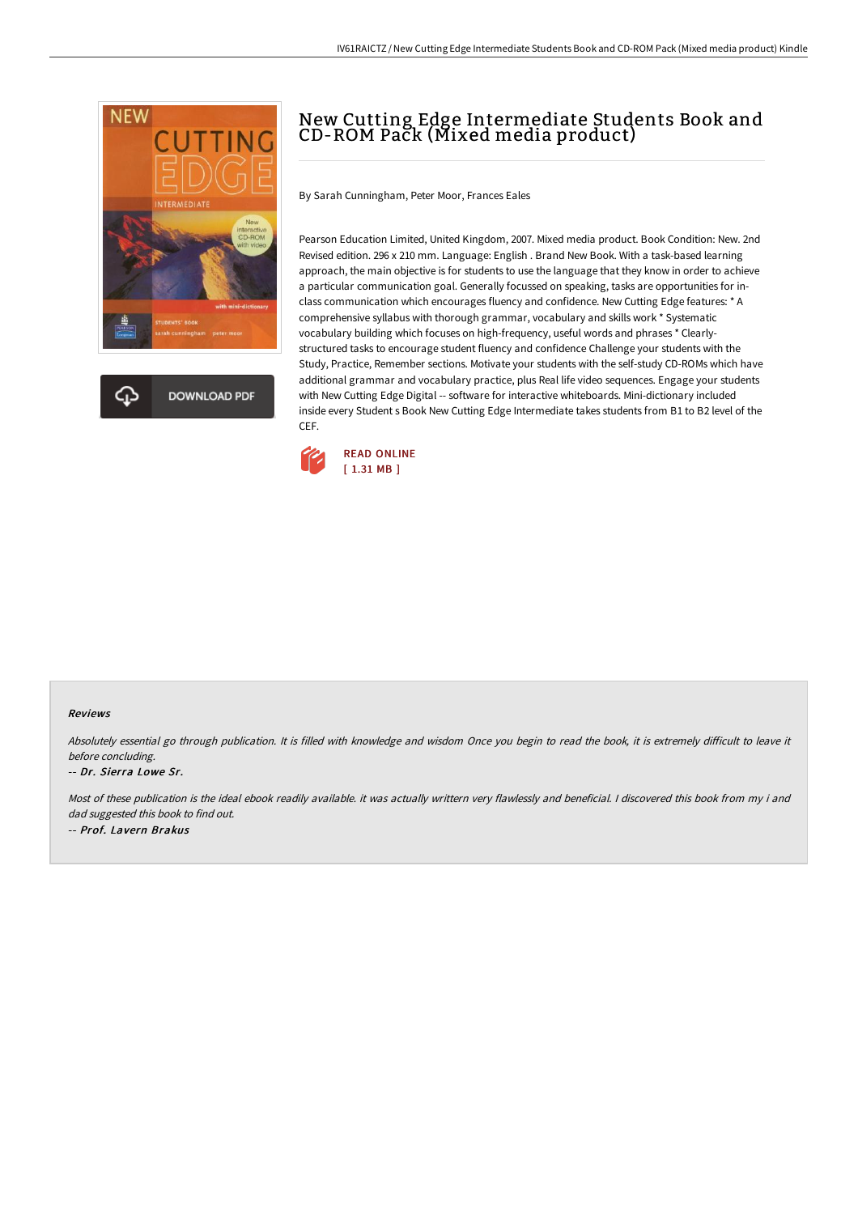# New Cutting Edge Intermediate Students Book and CD-ROM Pack (Mixed media product)

By Sarah Cunningham, Peter Moor, Frances Eales

Pearson Education Limited, United Kingdom, 2007. Mixed media product. Book Condition: New. 2nd Revised edition. 296 x 210 mm. Language: English . Brand New Book. With a task-based learning approach, the main objective is for students to use the language that they know in order to achieve a particular communication goal. Generally focussed on speaking, tasks are opportunities for in-class communication which encourages fluency and confidence. New Cutting Edge features: * A comprehensive syllabus with thorough grammar, vocabulary and skills work * Systematic vocabulary building which focuses on high-frequency, useful words and phrases * Clearly-structured tasks to encourage student fluency and confidence Challenge your students with the Study, Practice, Remember sections. Motivate your students with the self-study CD-ROMs which have additional grammar and vocabulary practice, plus Real life video sequences. Engage your students with New Cutting Edge Digital -- software for interactive whiteboards. Mini-dictionary included inside every Student s Book New Cutting Edge Intermediate takes students from B1 to B2 level of the CEF.

DOWNLOAD PDF

READ ONLINE
[ 1.31 MB ]

#### Reviews

*Absolutely essential go through publication. It is filled with knowledge and wisdom Once you begin to read the book, it is extremely difficult to leave it before concluding.*

-- ***Dr. Sierra Lowe Sr.***

*Most of these publication is the ideal ebook readily available. it was actually writtern very flawlessly and beneficial. I discovered this book from my i and dad suggested this book to find out.*

-- ***Prof. Lavern Brakus***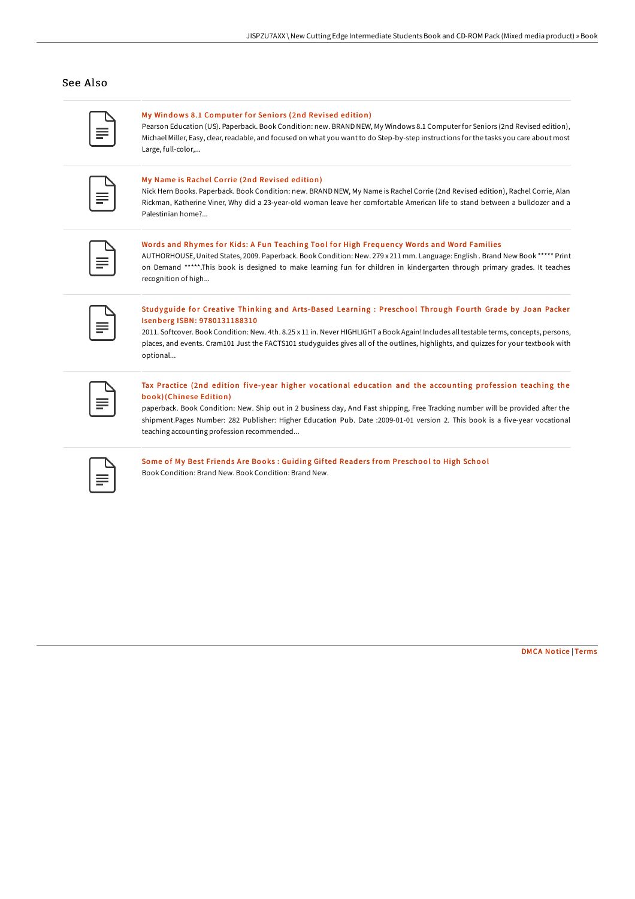## See Also

### My Windows 8.1 Computer for Seniors (2nd Revised edition)

Pearson Education (US). Paperback. Book Condition: new. BRAND NEW, My Windows 8.1 Computer for Seniors (2nd Revised edition), Michael Miller, Easy, clear, readable, and focused on what you want to do Step-by-step instructions for the tasks you care about most Large, full-color,...

### My Name is Rachel Corrie (2nd Revised edition)

Nick Hern Books. Paperback. Book Condition: new. BRAND NEW, My Name is Rachel Corrie (2nd Revised edition), Rachel Corrie, Alan Rickman, Katherine Viner, Why did a 23-year-old woman leave her comfortable American life to stand between a bulldozer and a Palestinian home?...

### Words and Rhymes for Kids: A Fun Teaching Tool for High Frequency Words and Word Families

AUTHORHOUSE, United States, 2009. Paperback. Book Condition: New. 279 x 211 mm. Language: English . Brand New Book ***** Print on Demand *****.This book is designed to make learning fun for children in kindergarten through primary grades. It teaches recognition of high...

### Studyguide for Creative Thinking and Arts-Based Learning : Preschool Through Fourth Grade by Joan Packer Isenberg ISBN: 9780131188310

2011. Softcover. Book Condition: New. 4th. 8.25 x 11 in. Never HIGHLIGHT a Book Again! Includes all testable terms, concepts, persons, places, and events. Cram101 Just the FACTS101 studyguides gives all of the outlines, highlights, and quizzes for your textbook with optional...

### Tax Practice (2nd edition five-year higher vocational education and the accounting profession teaching the book)(Chinese Edition)

paperback. Book Condition: New. Ship out in 2 business day, And Fast shipping, Free Tracking number will be provided after the shipment.Pages Number: 282 Publisher: Higher Education Pub. Date :2009-01-01 version 2. This book is a five-year vocational teaching accounting profession recommended...

### Some of My Best Friends Are Books : Guiding Gifted Readers from Preschool to High School

Book Condition: Brand New. Book Condition: Brand New.

DMCA Notice | Terms